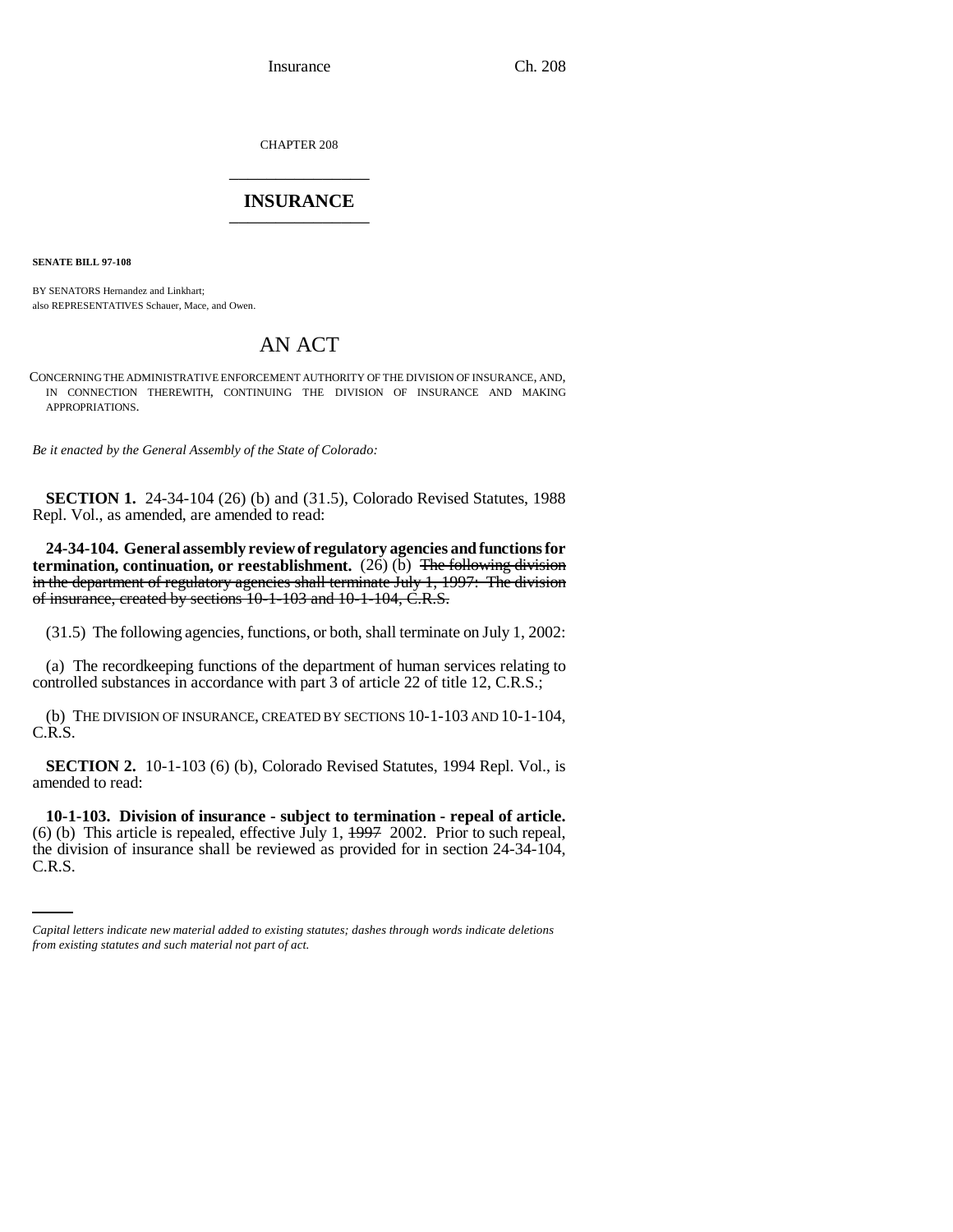CHAPTER 208

# INSURANCE

**SENATE BILL 97-108**

BY SENATORS Hernandez and Linkhart;
also REPRESENTATIVES Schauer, Mace, and Owen.

# AN ACT

CONCERNING THE ADMINISTRATIVE ENFORCEMENT AUTHORITY OF THE DIVISION OF INSURANCE, AND, IN CONNECTION THEREWITH, CONTINUING THE DIVISION OF INSURANCE AND MAKING APPROPRIATIONS.

*Be it enacted by the General Assembly of the State of Colorado:*

**SECTION 1.** 24-34-104 (26) (b) and (31.5), Colorado Revised Statutes, 1988 Repl. Vol., as amended, are amended to read:

**24-34-104. General assembly review of regulatory agencies and functions for termination, continuation, or reestablishment.** (26) (b) ~~The following division in the department of regulatory agencies shall terminate July 1, 1997: The division of insurance, created by sections 10-1-103 and 10-1-104, C.R.S.~~

(31.5) The following agencies, functions, or both, shall terminate on July 1, 2002:

(a) The recordkeeping functions of the department of human services relating to controlled substances in accordance with part 3 of article 22 of title 12, C.R.S.;

(b) THE DIVISION OF INSURANCE, CREATED BY SECTIONS 10-1-103 AND 10-1-104, C.R.S.

**SECTION 2.** 10-1-103 (6) (b), Colorado Revised Statutes, 1994 Repl. Vol., is amended to read:

**10-1-103. Division of insurance - subject to termination - repeal of article.** (6) (b) This article is repealed, effective July 1, ~~1997~~ 2002. Prior to such repeal, the division of insurance shall be reviewed as provided for in section 24-34-104, C.R.S.

*Capital letters indicate new material added to existing statutes; dashes through words indicate deletions from existing statutes and such material not part of act.*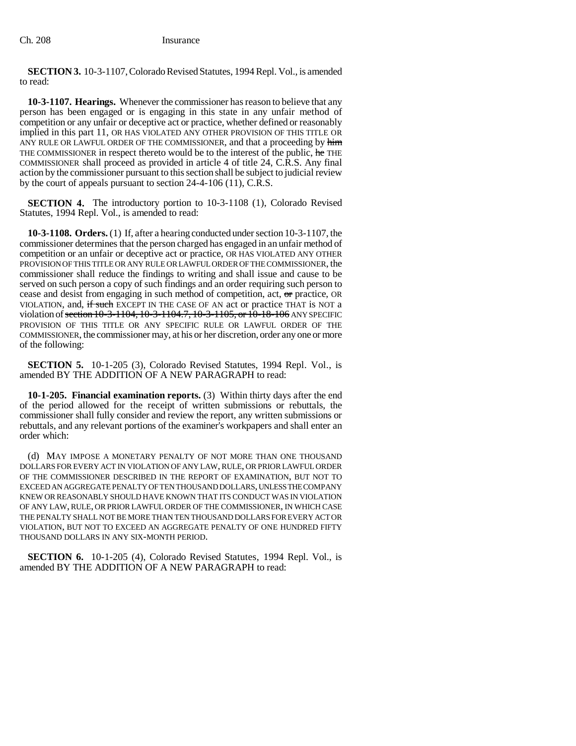**SECTION 3.** 10-3-1107, Colorado Revised Statutes, 1994 Repl. Vol., is amended to read:

**10-3-1107. Hearings.** Whenever the commissioner has reason to believe that any person has been engaged or is engaging in this state in any unfair method of competition or any unfair or deceptive act or practice, whether defined or reasonably implied in this part 11, OR HAS VIOLATED ANY OTHER PROVISION OF THIS TITLE OR ANY RULE OR LAWFUL ORDER OF THE COMMISSIONER, and that a proceeding by ~~him~~ THE COMMISSIONER in respect thereto would be to the interest of the public, ~~he~~ THE COMMISSIONER shall proceed as provided in article 4 of title 24, C.R.S. Any final action by the commissioner pursuant to this section shall be subject to judicial review by the court of appeals pursuant to section 24-4-106 (11), C.R.S.

**SECTION 4.** The introductory portion to 10-3-1108 (1), Colorado Revised Statutes, 1994 Repl. Vol., is amended to read:

**10-3-1108. Orders.** (1) If, after a hearing conducted under section 10-3-1107, the commissioner determines that the person charged has engaged in an unfair method of competition or an unfair or deceptive act or practice, OR HAS VIOLATED ANY OTHER PROVISION OF THIS TITLE OR ANY RULE OR LAWFUL ORDER OF THE COMMISSIONER, the commissioner shall reduce the findings to writing and shall issue and cause to be served on such person a copy of such findings and an order requiring such person to cease and desist from engaging in such method of competition, act, ~~or~~ practice, OR VIOLATION, and, ~~if such~~ EXCEPT IN THE CASE OF AN act or practice THAT is NOT a violation of ~~section 10-3-1104, 10-3-1104.7, 10-3-1105, or 10-18-106~~ ANY SPECIFIC PROVISION OF THIS TITLE OR ANY SPECIFIC RULE OR LAWFUL ORDER OF THE COMMISSIONER, the commissioner may, at his or her discretion, order any one or more of the following:

**SECTION 5.** 10-1-205 (3), Colorado Revised Statutes, 1994 Repl. Vol., is amended BY THE ADDITION OF A NEW PARAGRAPH to read:

**10-1-205. Financial examination reports.** (3) Within thirty days after the end of the period allowed for the receipt of written submissions or rebuttals, the commissioner shall fully consider and review the report, any written submissions or rebuttals, and any relevant portions of the examiner's workpapers and shall enter an order which:

(d) MAY IMPOSE A MONETARY PENALTY OF NOT MORE THAN ONE THOUSAND DOLLARS FOR EVERY ACT IN VIOLATION OF ANY LAW, RULE, OR PRIOR LAWFUL ORDER OF THE COMMISSIONER DESCRIBED IN THE REPORT OF EXAMINATION, BUT NOT TO EXCEED AN AGGREGATE PENALTY OF TEN THOUSAND DOLLARS, UNLESS THE COMPANY KNEW OR REASONABLY SHOULD HAVE KNOWN THAT ITS CONDUCT WAS IN VIOLATION OF ANY LAW, RULE, OR PRIOR LAWFUL ORDER OF THE COMMISSIONER, IN WHICH CASE THE PENALTY SHALL NOT BE MORE THAN TEN THOUSAND DOLLARS FOR EVERY ACT OR VIOLATION, BUT NOT TO EXCEED AN AGGREGATE PENALTY OF ONE HUNDRED FIFTY THOUSAND DOLLARS IN ANY SIX-MONTH PERIOD.

**SECTION 6.** 10-1-205 (4), Colorado Revised Statutes, 1994 Repl. Vol., is amended BY THE ADDITION OF A NEW PARAGRAPH to read: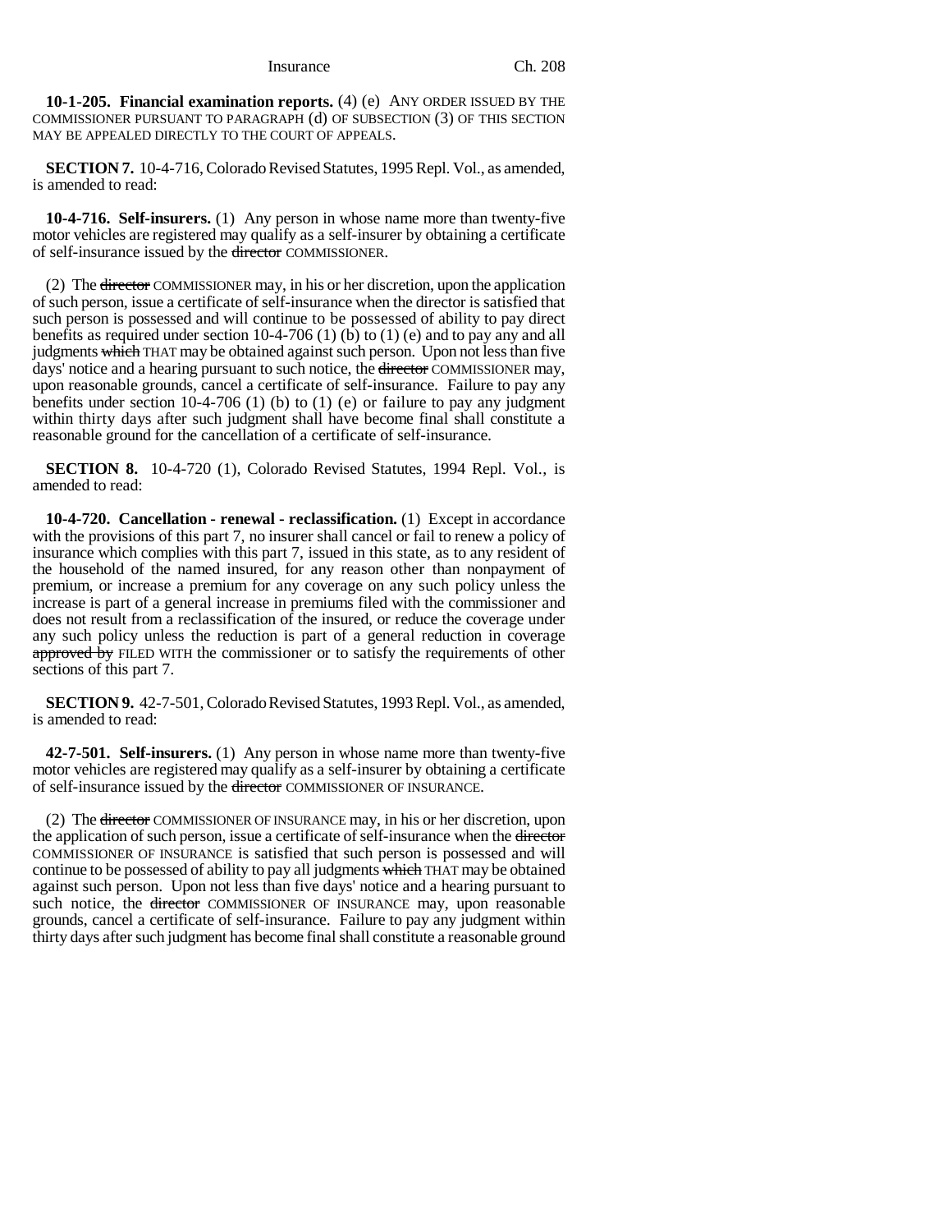**10-1-205. Financial examination reports.** (4) (e) ANY ORDER ISSUED BY THE COMMISSIONER PURSUANT TO PARAGRAPH (d) OF SUBSECTION (3) OF THIS SECTION MAY BE APPEALED DIRECTLY TO THE COURT OF APPEALS.

**SECTION 7.** 10-4-716, Colorado Revised Statutes, 1995 Repl. Vol., as amended, is amended to read:

**10-4-716. Self-insurers.** (1) Any person in whose name more than twenty-five motor vehicles are registered may qualify as a self-insurer by obtaining a certificate of self-insurance issued by the ~~director~~ COMMISSIONER.

(2) The ~~director~~ COMMISSIONER may, in his or her discretion, upon the application of such person, issue a certificate of self-insurance when the director is satisfied that such person is possessed and will continue to be possessed of ability to pay direct benefits as required under section 10-4-706 (1) (b) to (1) (e) and to pay any and all judgments ~~which~~ THAT may be obtained against such person. Upon not less than five days' notice and a hearing pursuant to such notice, the ~~director~~ COMMISSIONER may, upon reasonable grounds, cancel a certificate of self-insurance. Failure to pay any benefits under section 10-4-706 (1) (b) to (1) (e) or failure to pay any judgment within thirty days after such judgment shall have become final shall constitute a reasonable ground for the cancellation of a certificate of self-insurance.

**SECTION 8.** 10-4-720 (1), Colorado Revised Statutes, 1994 Repl. Vol., is amended to read:

**10-4-720. Cancellation - renewal - reclassification.** (1) Except in accordance with the provisions of this part 7, no insurer shall cancel or fail to renew a policy of insurance which complies with this part 7, issued in this state, as to any resident of the household of the named insured, for any reason other than nonpayment of premium, or increase a premium for any coverage on any such policy unless the increase is part of a general increase in premiums filed with the commissioner and does not result from a reclassification of the insured, or reduce the coverage under any such policy unless the reduction is part of a general reduction in coverage ~~approved by~~ FILED WITH the commissioner or to satisfy the requirements of other sections of this part 7.

**SECTION 9.** 42-7-501, Colorado Revised Statutes, 1993 Repl. Vol., as amended, is amended to read:

**42-7-501. Self-insurers.** (1) Any person in whose name more than twenty-five motor vehicles are registered may qualify as a self-insurer by obtaining a certificate of self-insurance issued by the ~~director~~ COMMISSIONER OF INSURANCE.

(2) The ~~director~~ COMMISSIONER OF INSURANCE may, in his or her discretion, upon the application of such person, issue a certificate of self-insurance when the ~~director~~ COMMISSIONER OF INSURANCE is satisfied that such person is possessed and will continue to be possessed of ability to pay all judgments ~~which~~ THAT may be obtained against such person. Upon not less than five days' notice and a hearing pursuant to such notice, the ~~director~~ COMMISSIONER OF INSURANCE may, upon reasonable grounds, cancel a certificate of self-insurance. Failure to pay any judgment within thirty days after such judgment has become final shall constitute a reasonable ground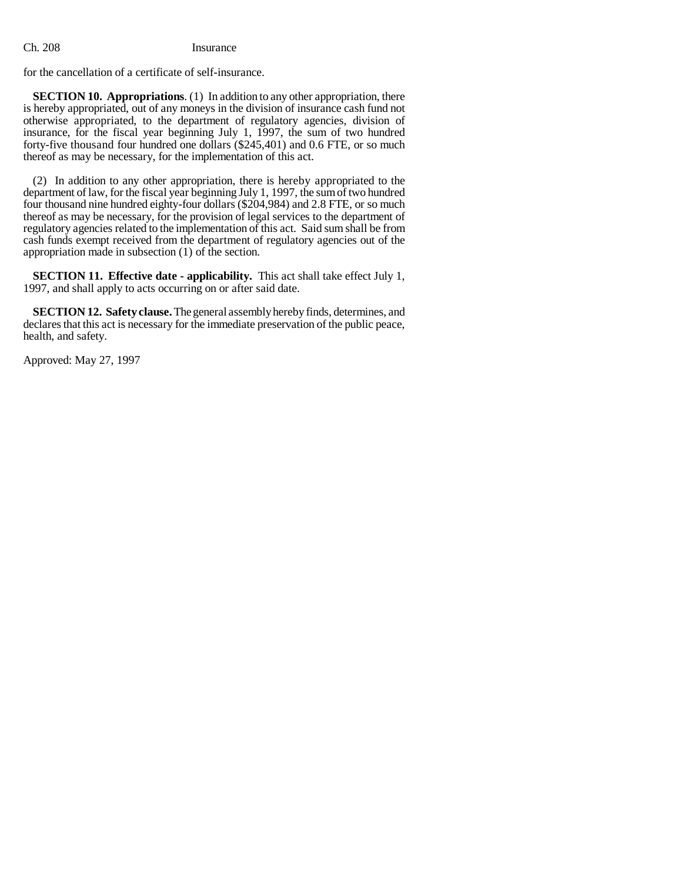for the cancellation of a certificate of self-insurance.

**SECTION 10. Appropriations**. (1) In addition to any other appropriation, there is hereby appropriated, out of any moneys in the division of insurance cash fund not otherwise appropriated, to the department of regulatory agencies, division of insurance, for the fiscal year beginning July 1, 1997, the sum of two hundred forty-five thousand four hundred one dollars ($245,401) and 0.6 FTE, or so much thereof as may be necessary, for the implementation of this act.

(2) In addition to any other appropriation, there is hereby appropriated to the department of law, for the fiscal year beginning July 1, 1997, the sum of two hundred four thousand nine hundred eighty-four dollars ($204,984) and 2.8 FTE, or so much thereof as may be necessary, for the provision of legal services to the department of regulatory agencies related to the implementation of this act. Said sum shall be from cash funds exempt received from the department of regulatory agencies out of the appropriation made in subsection (1) of the section.

**SECTION 11. Effective date - applicability.** This act shall take effect July 1, 1997, and shall apply to acts occurring on or after said date.

**SECTION 12. Safety clause.** The general assembly hereby finds, determines, and declares that this act is necessary for the immediate preservation of the public peace, health, and safety.

Approved: May 27, 1997